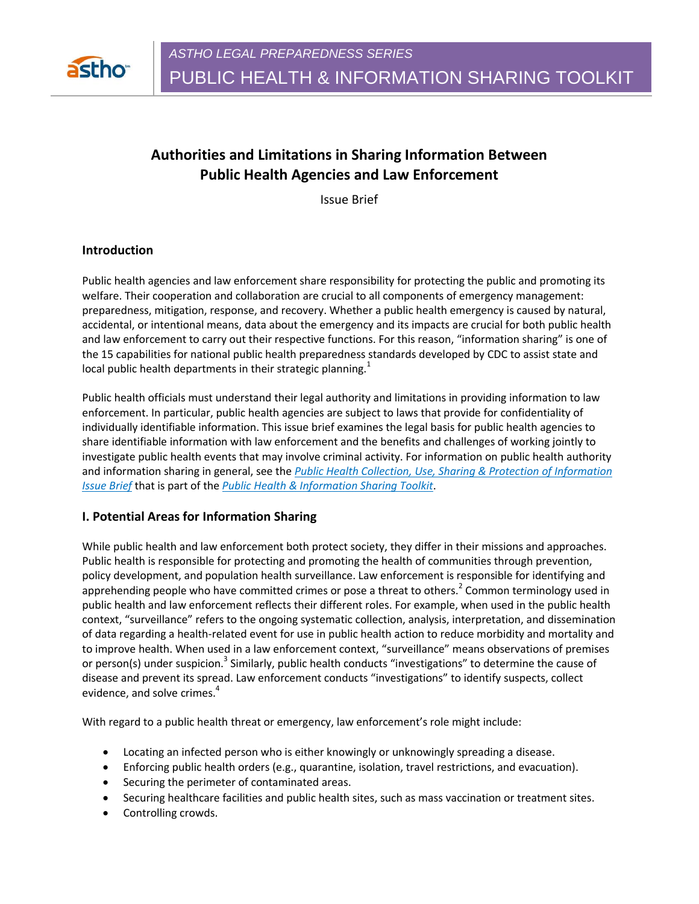ASTHO LEGAL PREPAREDNESS SERIES

PUBLIC HEALTH & INFORMATION SHARING TOOLKIT

# Authorities and Limitations in Sharing Information Between Public Health Agencies and Law Enforcement

Issue Brief

## Introduction

Public health agencies and law enforcement share responsibility for protecting the public and promoting its welfare. Their cooperation and collaboration are crucial to all components of emergency management: preparedness, mitigation, response, and recovery. Whether a public health emergency is caused by natural, accidental, or intentional means, data about the emergency and its impacts are crucial for both public health and law enforcement to carry out their respective functions. For this reason, "information sharing" is one of the 15 capabilities for national public health preparedness standards developed by CDC to assist state and local public health departments in their strategic planning.[1]

Public health officials must understand their legal authority and limitations in providing information to law enforcement. In particular, public health agencies are subject to laws that provide for confidentiality of individually identifiable information. This issue brief examines the legal basis for public health agencies to share identifiable information with law enforcement and the benefits and challenges of working jointly to investigate public health events that may involve criminal activity. For information on public health authority and information sharing in general, see the *Public Health Collection, Use, Sharing & Protection of Information Issue Brief* that is part of the *Public Health & Information Sharing Toolkit*.

## I. Potential Areas for Information Sharing

While public health and law enforcement both protect society, they differ in their missions and approaches. Public health is responsible for protecting and promoting the health of communities through prevention, policy development, and population health surveillance. Law enforcement is responsible for identifying and apprehending people who have committed crimes or pose a threat to others.[2] Common terminology used in public health and law enforcement reflects their different roles. For example, when used in the public health context, "surveillance" refers to the ongoing systematic collection, analysis, interpretation, and dissemination of data regarding a health-related event for use in public health action to reduce morbidity and mortality and to improve health. When used in a law enforcement context, "surveillance" means observations of premises or person(s) under suspicion.[3] Similarly, public health conducts "investigations" to determine the cause of disease and prevent its spread. Law enforcement conducts "investigations" to identify suspects, collect evidence, and solve crimes.[4]

With regard to a public health threat or emergency, law enforcement's role might include:

- Locating an infected person who is either knowingly or unknowingly spreading a disease.
- Enforcing public health orders (e.g., quarantine, isolation, travel restrictions, and evacuation).
- Securing the perimeter of contaminated areas.
- Securing healthcare facilities and public health sites, such as mass vaccination or treatment sites.
- Controlling crowds.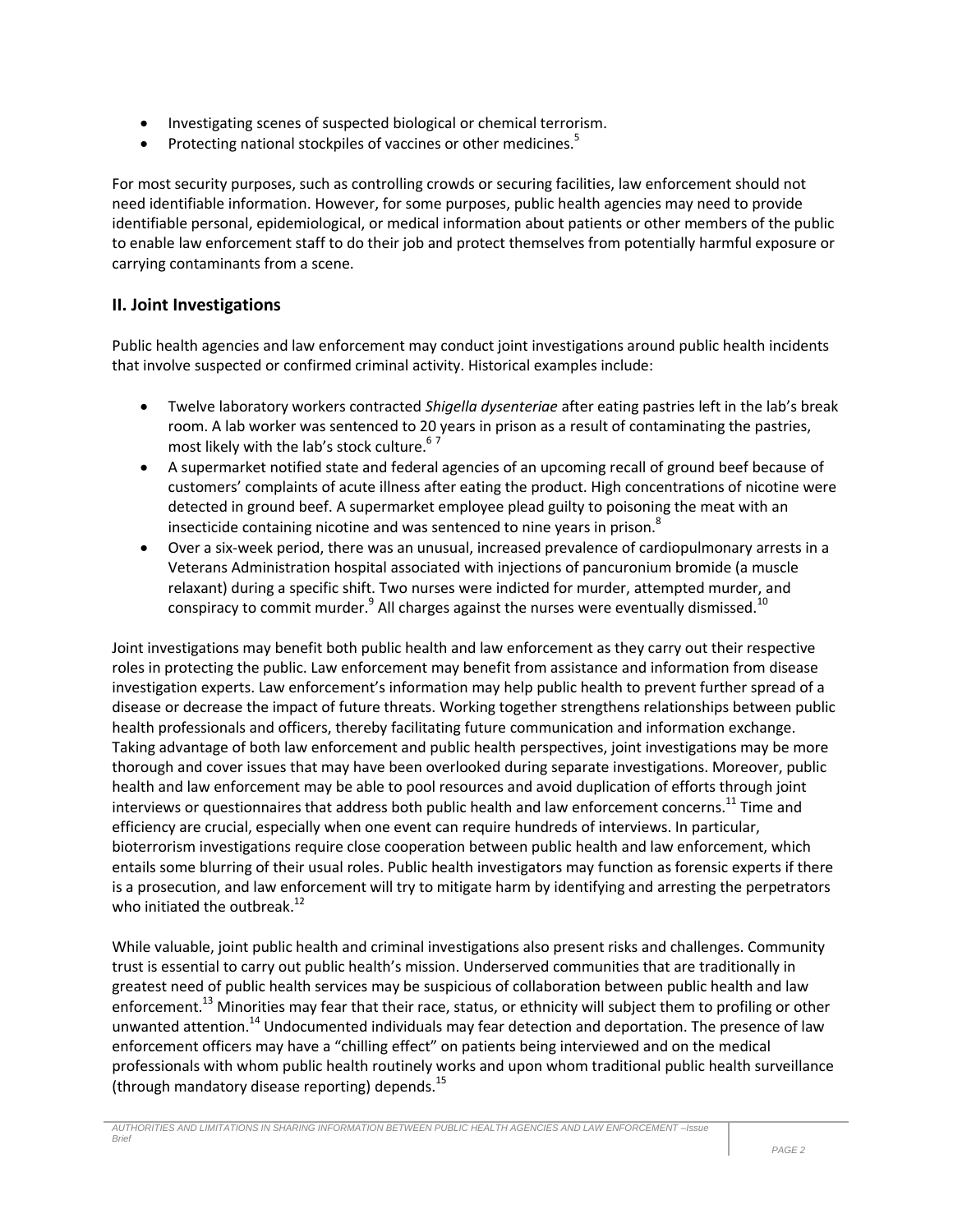- Investigating scenes of suspected biological or chemical terrorism.
- Protecting national stockpiles of vaccines or other medicines.[5]

For most security purposes, such as controlling crowds or securing facilities, law enforcement should not need identifiable information. However, for some purposes, public health agencies may need to provide identifiable personal, epidemiological, or medical information about patients or other members of the public to enable law enforcement staff to do their job and protect themselves from potentially harmful exposure or carrying contaminants from a scene.

## II. Joint Investigations

Public health agencies and law enforcement may conduct joint investigations around public health incidents that involve suspected or confirmed criminal activity. Historical examples include:

- Twelve laboratory workers contracted *Shigella dysenteriae* after eating pastries left in the lab's break room. A lab worker was sentenced to 20 years in prison as a result of contaminating the pastries, most likely with the lab's stock culture.[6] [7]
- A supermarket notified state and federal agencies of an upcoming recall of ground beef because of customers' complaints of acute illness after eating the product. High concentrations of nicotine were detected in ground beef. A supermarket employee plead guilty to poisoning the meat with an insecticide containing nicotine and was sentenced to nine years in prison.[8]
- Over a six-week period, there was an unusual, increased prevalence of cardiopulmonary arrests in a Veterans Administration hospital associated with injections of pancuronium bromide (a muscle relaxant) during a specific shift. Two nurses were indicted for murder, attempted murder, and conspiracy to commit murder.[9] All charges against the nurses were eventually dismissed.[10]

Joint investigations may benefit both public health and law enforcement as they carry out their respective roles in protecting the public. Law enforcement may benefit from assistance and information from disease investigation experts. Law enforcement's information may help public health to prevent further spread of a disease or decrease the impact of future threats. Working together strengthens relationships between public health professionals and officers, thereby facilitating future communication and information exchange. Taking advantage of both law enforcement and public health perspectives, joint investigations may be more thorough and cover issues that may have been overlooked during separate investigations. Moreover, public health and law enforcement may be able to pool resources and avoid duplication of efforts through joint interviews or questionnaires that address both public health and law enforcement concerns.[11] Time and efficiency are crucial, especially when one event can require hundreds of interviews. In particular, bioterrorism investigations require close cooperation between public health and law enforcement, which entails some blurring of their usual roles. Public health investigators may function as forensic experts if there is a prosecution, and law enforcement will try to mitigate harm by identifying and arresting the perpetrators who initiated the outbreak.[12]

While valuable, joint public health and criminal investigations also present risks and challenges. Community trust is essential to carry out public health's mission. Underserved communities that are traditionally in greatest need of public health services may be suspicious of collaboration between public health and law enforcement.[13] Minorities may fear that their race, status, or ethnicity will subject them to profiling or other unwanted attention.[14] Undocumented individuals may fear detection and deportation. The presence of law enforcement officers may have a "chilling effect" on patients being interviewed and on the medical professionals with whom public health routinely works and upon whom traditional public health surveillance (through mandatory disease reporting) depends.[15]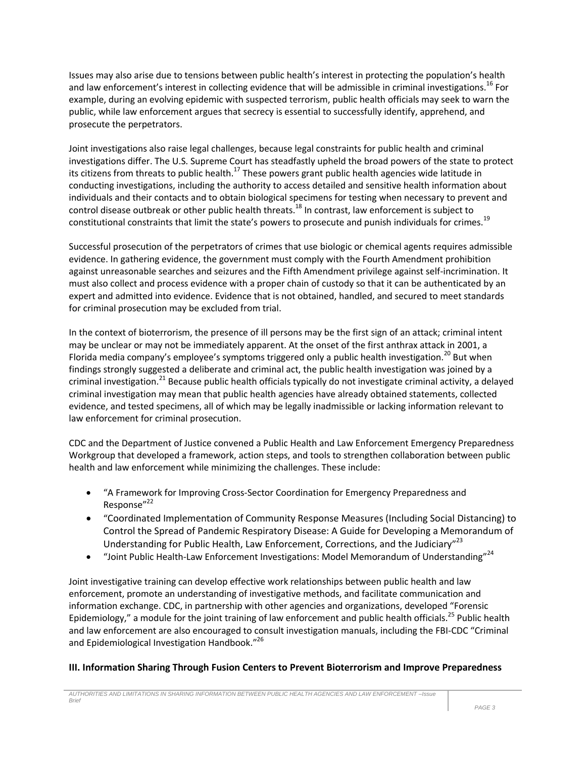Issues may also arise due to tensions between public health's interest in protecting the population's health and law enforcement's interest in collecting evidence that will be admissible in criminal investigations.[16] For example, during an evolving epidemic with suspected terrorism, public health officials may seek to warn the public, while law enforcement argues that secrecy is essential to successfully identify, apprehend, and prosecute the perpetrators.

Joint investigations also raise legal challenges, because legal constraints for public health and criminal investigations differ. The U.S. Supreme Court has steadfastly upheld the broad powers of the state to protect its citizens from threats to public health.[17] These powers grant public health agencies wide latitude in conducting investigations, including the authority to access detailed and sensitive health information about individuals and their contacts and to obtain biological specimens for testing when necessary to prevent and control disease outbreak or other public health threats.[18] In contrast, law enforcement is subject to constitutional constraints that limit the state's powers to prosecute and punish individuals for crimes.[19]

Successful prosecution of the perpetrators of crimes that use biologic or chemical agents requires admissible evidence. In gathering evidence, the government must comply with the Fourth Amendment prohibition against unreasonable searches and seizures and the Fifth Amendment privilege against self-incrimination. It must also collect and process evidence with a proper chain of custody so that it can be authenticated by an expert and admitted into evidence. Evidence that is not obtained, handled, and secured to meet standards for criminal prosecution may be excluded from trial.

In the context of bioterrorism, the presence of ill persons may be the first sign of an attack; criminal intent may be unclear or may not be immediately apparent. At the onset of the first anthrax attack in 2001, a Florida media company's employee's symptoms triggered only a public health investigation.[20] But when findings strongly suggested a deliberate and criminal act, the public health investigation was joined by a criminal investigation.[21] Because public health officials typically do not investigate criminal activity, a delayed criminal investigation may mean that public health agencies have already obtained statements, collected evidence, and tested specimens, all of which may be legally inadmissible or lacking information relevant to law enforcement for criminal prosecution.

CDC and the Department of Justice convened a Public Health and Law Enforcement Emergency Preparedness Workgroup that developed a framework, action steps, and tools to strengthen collaboration between public health and law enforcement while minimizing the challenges. These include:

- "A Framework for Improving Cross-Sector Coordination for Emergency Preparedness and Response"[22]
- "Coordinated Implementation of Community Response Measures (Including Social Distancing) to Control the Spread of Pandemic Respiratory Disease: A Guide for Developing a Memorandum of Understanding for Public Health, Law Enforcement, Corrections, and the Judiciary"[23]
- "Joint Public Health-Law Enforcement Investigations: Model Memorandum of Understanding"[24]

Joint investigative training can develop effective work relationships between public health and law enforcement, promote an understanding of investigative methods, and facilitate communication and information exchange. CDC, in partnership with other agencies and organizations, developed "Forensic Epidemiology," a module for the joint training of law enforcement and public health officials.[25] Public health and law enforcement are also encouraged to consult investigation manuals, including the FBI-CDC "Criminal and Epidemiological Investigation Handbook."[26]

## III. Information Sharing Through Fusion Centers to Prevent Bioterrorism and Improve Preparedness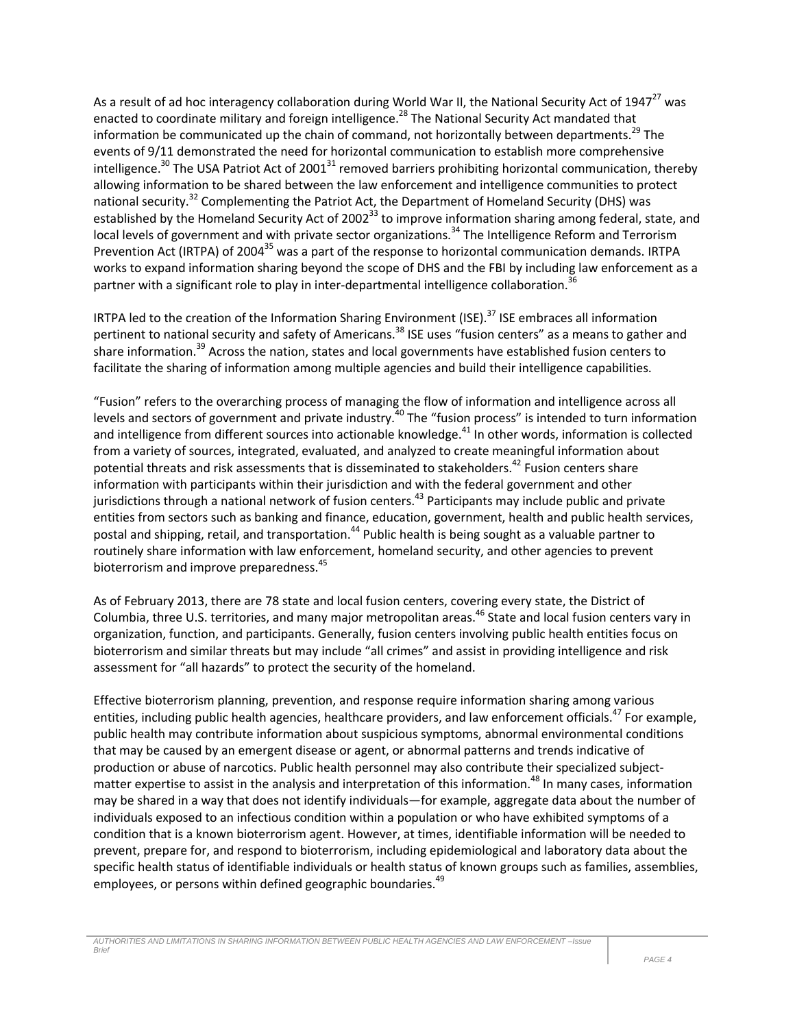As a result of ad hoc interagency collaboration during World War II, the National Security Act of 1947[27] was enacted to coordinate military and foreign intelligence.[28] The National Security Act mandated that information be communicated up the chain of command, not horizontally between departments.[29] The events of 9/11 demonstrated the need for horizontal communication to establish more comprehensive intelligence.[30] The USA Patriot Act of 2001[31] removed barriers prohibiting horizontal communication, thereby allowing information to be shared between the law enforcement and intelligence communities to protect national security.[32] Complementing the Patriot Act, the Department of Homeland Security (DHS) was established by the Homeland Security Act of 2002[33] to improve information sharing among federal, state, and local levels of government and with private sector organizations.[34] The Intelligence Reform and Terrorism Prevention Act (IRTPA) of 2004[35] was a part of the response to horizontal communication demands. IRTPA works to expand information sharing beyond the scope of DHS and the FBI by including law enforcement as a partner with a significant role to play in inter-departmental intelligence collaboration.[36]

IRTPA led to the creation of the Information Sharing Environment (ISE).[37] ISE embraces all information pertinent to national security and safety of Americans.[38] ISE uses "fusion centers" as a means to gather and share information.[39] Across the nation, states and local governments have established fusion centers to facilitate the sharing of information among multiple agencies and build their intelligence capabilities.

"Fusion" refers to the overarching process of managing the flow of information and intelligence across all levels and sectors of government and private industry.[40] The "fusion process" is intended to turn information and intelligence from different sources into actionable knowledge.[41] In other words, information is collected from a variety of sources, integrated, evaluated, and analyzed to create meaningful information about potential threats and risk assessments that is disseminated to stakeholders.[42] Fusion centers share information with participants within their jurisdiction and with the federal government and other jurisdictions through a national network of fusion centers.[43] Participants may include public and private entities from sectors such as banking and finance, education, government, health and public health services, postal and shipping, retail, and transportation.[44] Public health is being sought as a valuable partner to routinely share information with law enforcement, homeland security, and other agencies to prevent bioterrorism and improve preparedness.[45]

As of February 2013, there are 78 state and local fusion centers, covering every state, the District of Columbia, three U.S. territories, and many major metropolitan areas.[46] State and local fusion centers vary in organization, function, and participants. Generally, fusion centers involving public health entities focus on bioterrorism and similar threats but may include "all crimes" and assist in providing intelligence and risk assessment for "all hazards" to protect the security of the homeland.

Effective bioterrorism planning, prevention, and response require information sharing among various entities, including public health agencies, healthcare providers, and law enforcement officials.[47] For example, public health may contribute information about suspicious symptoms, abnormal environmental conditions that may be caused by an emergent disease or agent, or abnormal patterns and trends indicative of production or abuse of narcotics. Public health personnel may also contribute their specialized subject-matter expertise to assist in the analysis and interpretation of this information.[48] In many cases, information may be shared in a way that does not identify individuals—for example, aggregate data about the number of individuals exposed to an infectious condition within a population or who have exhibited symptoms of a condition that is a known bioterrorism agent. However, at times, identifiable information will be needed to prevent, prepare for, and respond to bioterrorism, including epidemiological and laboratory data about the specific health status of identifiable individuals or health status of known groups such as families, assemblies, employees, or persons within defined geographic boundaries.[49]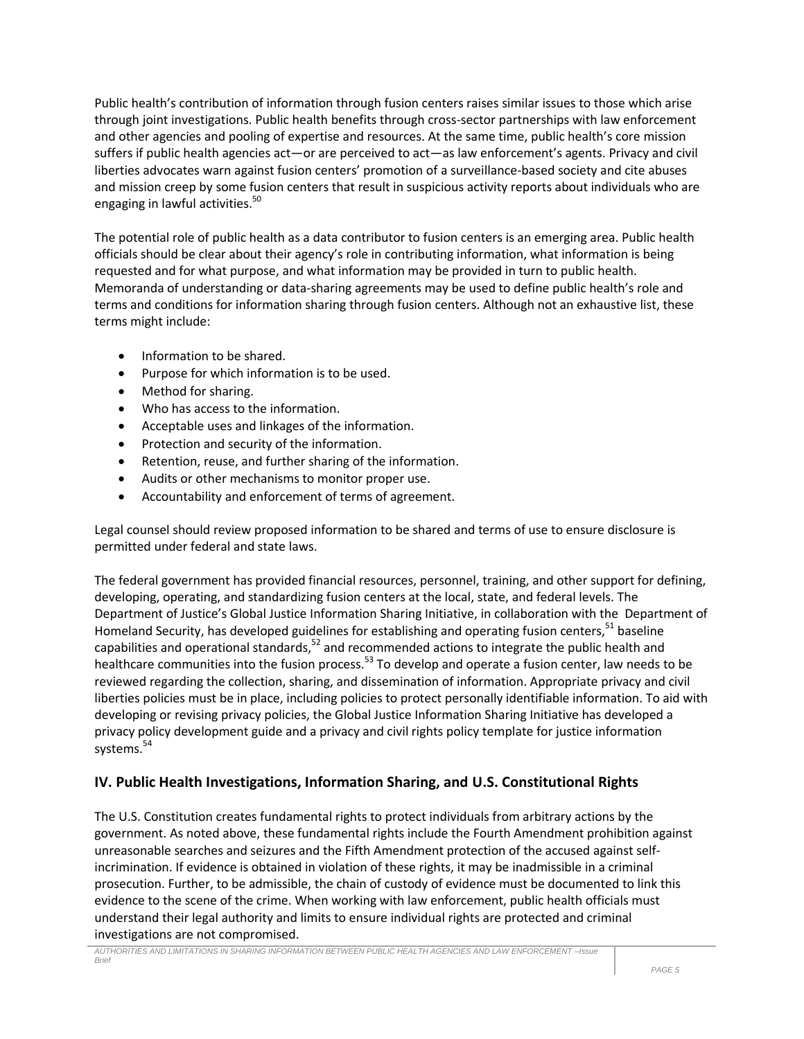Public health's contribution of information through fusion centers raises similar issues to those which arise through joint investigations. Public health benefits through cross-sector partnerships with law enforcement and other agencies and pooling of expertise and resources. At the same time, public health's core mission suffers if public health agencies act—or are perceived to act—as law enforcement's agents. Privacy and civil liberties advocates warn against fusion centers' promotion of a surveillance-based society and cite abuses and mission creep by some fusion centers that result in suspicious activity reports about individuals who are engaging in lawful activities.[50]

The potential role of public health as a data contributor to fusion centers is an emerging area. Public health officials should be clear about their agency's role in contributing information, what information is being requested and for what purpose, and what information may be provided in turn to public health. Memoranda of understanding or data-sharing agreements may be used to define public health's role and terms and conditions for information sharing through fusion centers. Although not an exhaustive list, these terms might include:

- Information to be shared.
- Purpose for which information is to be used.
- Method for sharing.
- Who has access to the information.
- Acceptable uses and linkages of the information.
- Protection and security of the information.
- Retention, reuse, and further sharing of the information.
- Audits or other mechanisms to monitor proper use.
- Accountability and enforcement of terms of agreement.

Legal counsel should review proposed information to be shared and terms of use to ensure disclosure is permitted under federal and state laws.

The federal government has provided financial resources, personnel, training, and other support for defining, developing, operating, and standardizing fusion centers at the local, state, and federal levels. The Department of Justice's Global Justice Information Sharing Initiative, in collaboration with the Department of Homeland Security, has developed guidelines for establishing and operating fusion centers,[51] baseline capabilities and operational standards,[52] and recommended actions to integrate the public health and healthcare communities into the fusion process.[53] To develop and operate a fusion center, law needs to be reviewed regarding the collection, sharing, and dissemination of information. Appropriate privacy and civil liberties policies must be in place, including policies to protect personally identifiable information. To aid with developing or revising privacy policies, the Global Justice Information Sharing Initiative has developed a privacy policy development guide and a privacy and civil rights policy template for justice information systems.[54]

## IV. Public Health Investigations, Information Sharing, and U.S. Constitutional Rights

The U.S. Constitution creates fundamental rights to protect individuals from arbitrary actions by the government. As noted above, these fundamental rights include the Fourth Amendment prohibition against unreasonable searches and seizures and the Fifth Amendment protection of the accused against self-incrimination. If evidence is obtained in violation of these rights, it may be inadmissible in a criminal prosecution. Further, to be admissible, the chain of custody of evidence must be documented to link this evidence to the scene of the crime. When working with law enforcement, public health officials must understand their legal authority and limits to ensure individual rights are protected and criminal investigations are not compromised.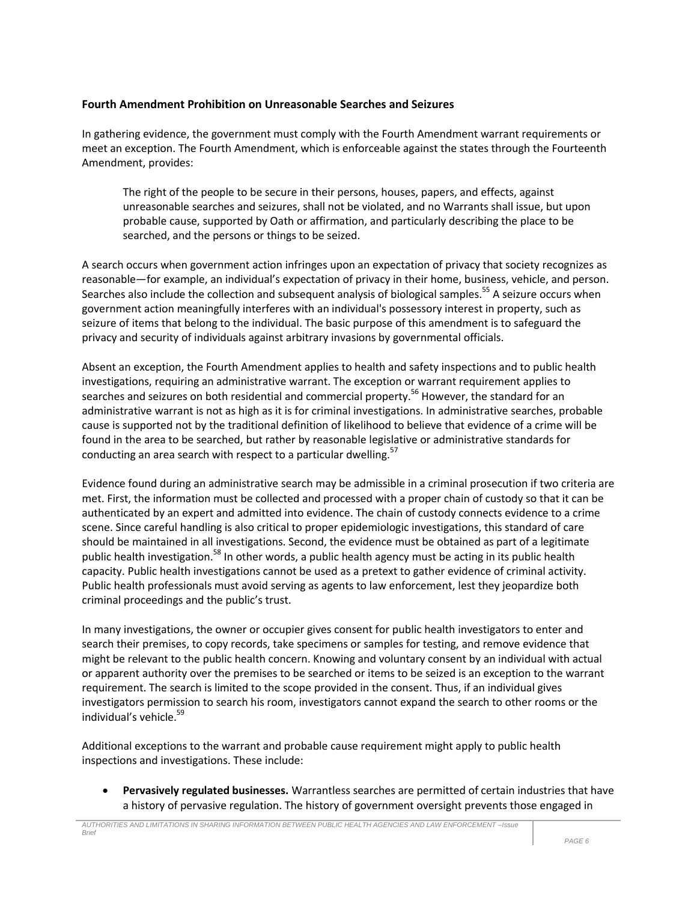**Fourth Amendment Prohibition on Unreasonable Searches and Seizures**

In gathering evidence, the government must comply with the Fourth Amendment warrant requirements or meet an exception. The Fourth Amendment, which is enforceable against the states through the Fourteenth Amendment, provides:

> The right of the people to be secure in their persons, houses, papers, and effects, against unreasonable searches and seizures, shall not be violated, and no Warrants shall issue, but upon probable cause, supported by Oath or affirmation, and particularly describing the place to be searched, and the persons or things to be seized.

A search occurs when government action infringes upon an expectation of privacy that society recognizes as reasonable—for example, an individual's expectation of privacy in their home, business, vehicle, and person. Searches also include the collection and subsequent analysis of biological samples.[55] A seizure occurs when government action meaningfully interferes with an individual's possessory interest in property, such as seizure of items that belong to the individual. The basic purpose of this amendment is to safeguard the privacy and security of individuals against arbitrary invasions by governmental officials.

Absent an exception, the Fourth Amendment applies to health and safety inspections and to public health investigations, requiring an administrative warrant. The exception or warrant requirement applies to searches and seizures on both residential and commercial property.[56] However, the standard for an administrative warrant is not as high as it is for criminal investigations. In administrative searches, probable cause is supported not by the traditional definition of likelihood to believe that evidence of a crime will be found in the area to be searched, but rather by reasonable legislative or administrative standards for conducting an area search with respect to a particular dwelling.[57]

Evidence found during an administrative search may be admissible in a criminal prosecution if two criteria are met. First, the information must be collected and processed with a proper chain of custody so that it can be authenticated by an expert and admitted into evidence. The chain of custody connects evidence to a crime scene. Since careful handling is also critical to proper epidemiologic investigations, this standard of care should be maintained in all investigations. Second, the evidence must be obtained as part of a legitimate public health investigation.[58] In other words, a public health agency must be acting in its public health capacity. Public health investigations cannot be used as a pretext to gather evidence of criminal activity. Public health professionals must avoid serving as agents to law enforcement, lest they jeopardize both criminal proceedings and the public's trust.

In many investigations, the owner or occupier gives consent for public health investigators to enter and search their premises, to copy records, take specimens or samples for testing, and remove evidence that might be relevant to the public health concern. Knowing and voluntary consent by an individual with actual or apparent authority over the premises to be searched or items to be seized is an exception to the warrant requirement. The search is limited to the scope provided in the consent. Thus, if an individual gives investigators permission to search his room, investigators cannot expand the search to other rooms or the individual's vehicle.[59]

Additional exceptions to the warrant and probable cause requirement might apply to public health inspections and investigations. These include:

- **Pervasively regulated businesses.** Warrantless searches are permitted of certain industries that have a history of pervasive regulation. The history of government oversight prevents those engaged in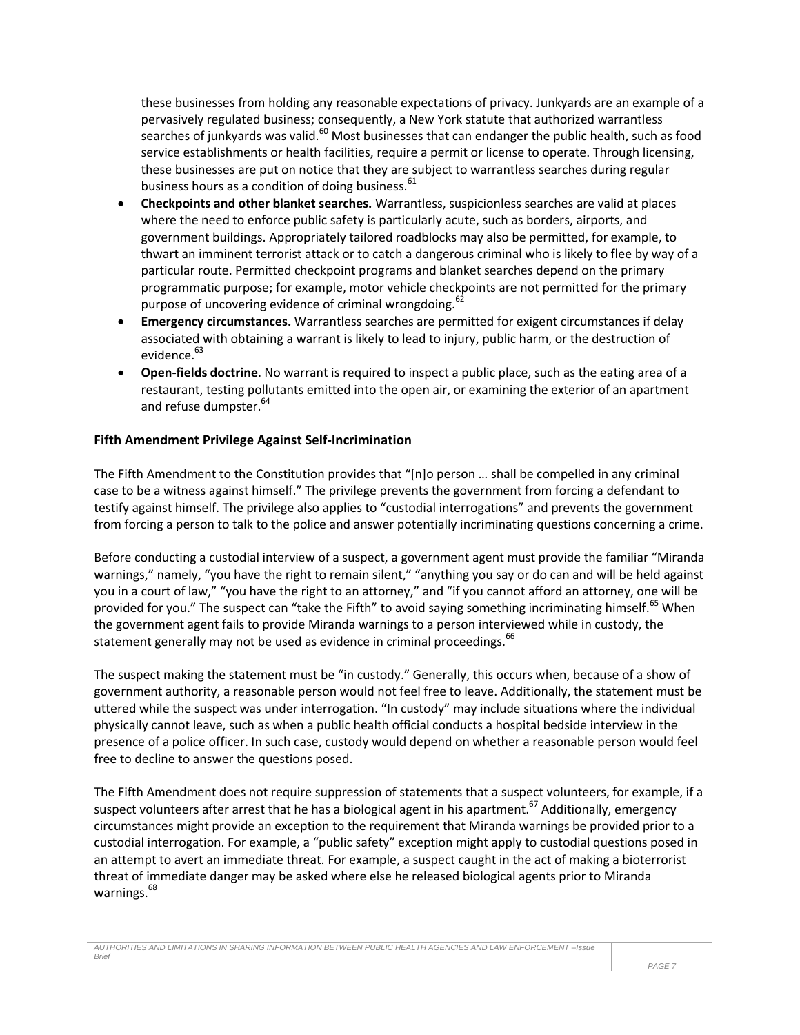these businesses from holding any reasonable expectations of privacy. Junkyards are an example of a pervasively regulated business; consequently, a New York statute that authorized warrantless searches of junkyards was valid.[60] Most businesses that can endanger the public health, such as food service establishments or health facilities, require a permit or license to operate. Through licensing, these businesses are put on notice that they are subject to warrantless searches during regular business hours as a condition of doing business.[61]

- **Checkpoints and other blanket searches.** Warrantless, suspicionless searches are valid at places where the need to enforce public safety is particularly acute, such as borders, airports, and government buildings. Appropriately tailored roadblocks may also be permitted, for example, to thwart an imminent terrorist attack or to catch a dangerous criminal who is likely to flee by way of a particular route. Permitted checkpoint programs and blanket searches depend on the primary programmatic purpose; for example, motor vehicle checkpoints are not permitted for the primary purpose of uncovering evidence of criminal wrongdoing.[62]
- **Emergency circumstances.** Warrantless searches are permitted for exigent circumstances if delay associated with obtaining a warrant is likely to lead to injury, public harm, or the destruction of evidence.[63]
- **Open-fields doctrine**. No warrant is required to inspect a public place, such as the eating area of a restaurant, testing pollutants emitted into the open air, or examining the exterior of an apartment and refuse dumpster.[64]

### Fifth Amendment Privilege Against Self-Incrimination

The Fifth Amendment to the Constitution provides that "[n]o person … shall be compelled in any criminal case to be a witness against himself." The privilege prevents the government from forcing a defendant to testify against himself. The privilege also applies to "custodial interrogations" and prevents the government from forcing a person to talk to the police and answer potentially incriminating questions concerning a crime.

Before conducting a custodial interview of a suspect, a government agent must provide the familiar "Miranda warnings," namely, "you have the right to remain silent," "anything you say or do can and will be held against you in a court of law," "you have the right to an attorney," and "if you cannot afford an attorney, one will be provided for you." The suspect can "take the Fifth" to avoid saying something incriminating himself.[65] When the government agent fails to provide Miranda warnings to a person interviewed while in custody, the statement generally may not be used as evidence in criminal proceedings.[66]

The suspect making the statement must be "in custody." Generally, this occurs when, because of a show of government authority, a reasonable person would not feel free to leave. Additionally, the statement must be uttered while the suspect was under interrogation. "In custody" may include situations where the individual physically cannot leave, such as when a public health official conducts a hospital bedside interview in the presence of a police officer. In such case, custody would depend on whether a reasonable person would feel free to decline to answer the questions posed.

The Fifth Amendment does not require suppression of statements that a suspect volunteers, for example, if a suspect volunteers after arrest that he has a biological agent in his apartment.[67] Additionally, emergency circumstances might provide an exception to the requirement that Miranda warnings be provided prior to a custodial interrogation. For example, a "public safety" exception might apply to custodial questions posed in an attempt to avert an immediate threat. For example, a suspect caught in the act of making a bioterrorist threat of immediate danger may be asked where else he released biological agents prior to Miranda warnings.[68]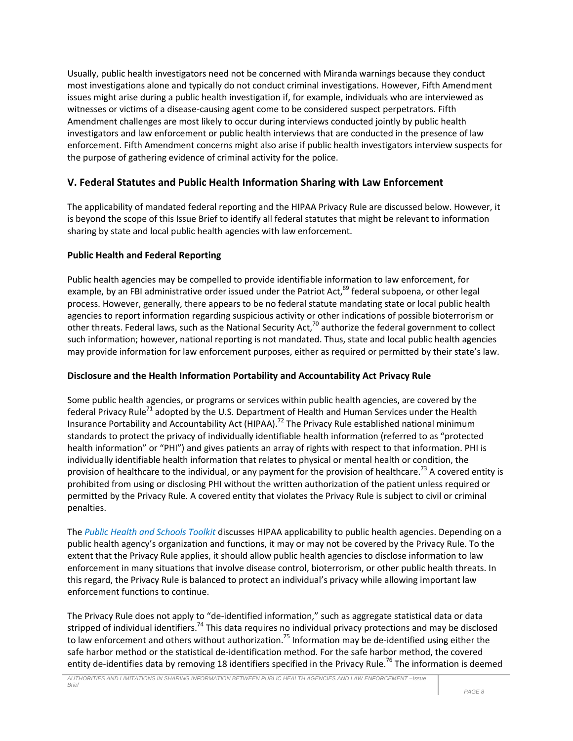Usually, public health investigators need not be concerned with Miranda warnings because they conduct most investigations alone and typically do not conduct criminal investigations. However, Fifth Amendment issues might arise during a public health investigation if, for example, individuals who are interviewed as witnesses or victims of a disease-causing agent come to be considered suspect perpetrators. Fifth Amendment challenges are most likely to occur during interviews conducted jointly by public health investigators and law enforcement or public health interviews that are conducted in the presence of law enforcement. Fifth Amendment concerns might also arise if public health investigators interview suspects for the purpose of gathering evidence of criminal activity for the police.

## V. Federal Statutes and Public Health Information Sharing with Law Enforcement

The applicability of mandated federal reporting and the HIPAA Privacy Rule are discussed below. However, it is beyond the scope of this Issue Brief to identify all federal statutes that might be relevant to information sharing by state and local public health agencies with law enforcement.

### Public Health and Federal Reporting

Public health agencies may be compelled to provide identifiable information to law enforcement, for example, by an FBI administrative order issued under the Patriot Act,[69] federal subpoena, or other legal process. However, generally, there appears to be no federal statute mandating state or local public health agencies to report information regarding suspicious activity or other indications of possible bioterrorism or other threats. Federal laws, such as the National Security Act,[70] authorize the federal government to collect such information; however, national reporting is not mandated. Thus, state and local public health agencies may provide information for law enforcement purposes, either as required or permitted by their state's law.

### Disclosure and the Health Information Portability and Accountability Act Privacy Rule

Some public health agencies, or programs or services within public health agencies, are covered by the federal Privacy Rule[71] adopted by the U.S. Department of Health and Human Services under the Health Insurance Portability and Accountability Act (HIPAA).[72] The Privacy Rule established national minimum standards to protect the privacy of individually identifiable health information (referred to as "protected health information" or "PHI") and gives patients an array of rights with respect to that information. PHI is individually identifiable health information that relates to physical or mental health or condition, the provision of healthcare to the individual, or any payment for the provision of healthcare.[73] A covered entity is prohibited from using or disclosing PHI without the written authorization of the patient unless required or permitted by the Privacy Rule. A covered entity that violates the Privacy Rule is subject to civil or criminal penalties.

The *Public Health and Schools Toolkit* discusses HIPAA applicability to public health agencies. Depending on a public health agency's organization and functions, it may or may not be covered by the Privacy Rule. To the extent that the Privacy Rule applies, it should allow public health agencies to disclose information to law enforcement in many situations that involve disease control, bioterrorism, or other public health threats. In this regard, the Privacy Rule is balanced to protect an individual's privacy while allowing important law enforcement functions to continue.

The Privacy Rule does not apply to "de-identified information," such as aggregate statistical data or data stripped of individual identifiers.[74] This data requires no individual privacy protections and may be disclosed to law enforcement and others without authorization.[75] Information may be de-identified using either the safe harbor method or the statistical de-identification method. For the safe harbor method, the covered entity de-identifies data by removing 18 identifiers specified in the Privacy Rule.[76] The information is deemed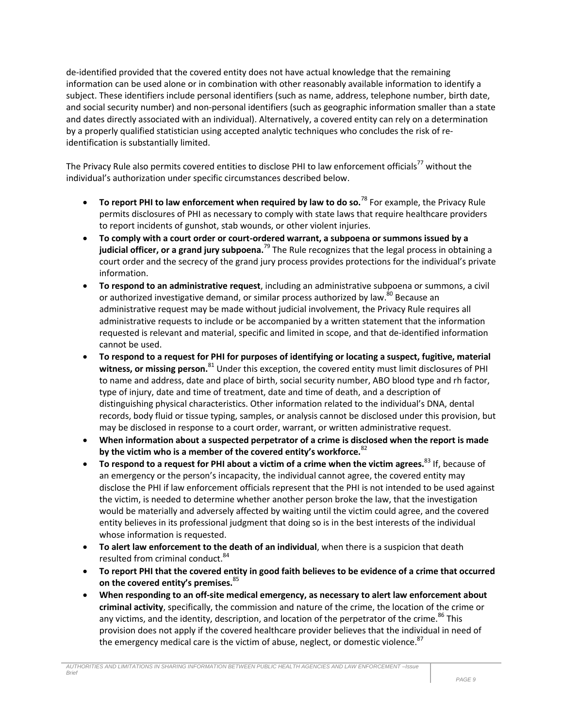de-identified provided that the covered entity does not have actual knowledge that the remaining information can be used alone or in combination with other reasonably available information to identify a subject. These identifiers include personal identifiers (such as name, address, telephone number, birth date, and social security number) and non-personal identifiers (such as geographic information smaller than a state and dates directly associated with an individual). Alternatively, a covered entity can rely on a determination by a properly qualified statistician using accepted analytic techniques who concludes the risk of re-identification is substantially limited.

The Privacy Rule also permits covered entities to disclose PHI to law enforcement officials[77] without the individual's authorization under specific circumstances described below.

- **To report PHI to law enforcement when required by law to do so.**[78] For example, the Privacy Rule permits disclosures of PHI as necessary to comply with state laws that require healthcare providers to report incidents of gunshot, stab wounds, or other violent injuries.
- **To comply with a court order or court-ordered warrant, a subpoena or summons issued by a judicial officer, or a grand jury subpoena.**[79] The Rule recognizes that the legal process in obtaining a court order and the secrecy of the grand jury process provides protections for the individual's private information.
- **To respond to an administrative request**, including an administrative subpoena or summons, a civil or authorized investigative demand, or similar process authorized by law.[80] Because an administrative request may be made without judicial involvement, the Privacy Rule requires all administrative requests to include or be accompanied by a written statement that the information requested is relevant and material, specific and limited in scope, and that de-identified information cannot be used.
- **To respond to a request for PHI for purposes of identifying or locating a suspect, fugitive, material witness, or missing person.**[81] Under this exception, the covered entity must limit disclosures of PHI to name and address, date and place of birth, social security number, ABO blood type and rh factor, type of injury, date and time of treatment, date and time of death, and a description of distinguishing physical characteristics. Other information related to the individual's DNA, dental records, body fluid or tissue typing, samples, or analysis cannot be disclosed under this provision, but may be disclosed in response to a court order, warrant, or written administrative request.
- **When information about a suspected perpetrator of a crime is disclosed when the report is made by the victim who is a member of the covered entity's workforce.**[82]
- **To respond to a request for PHI about a victim of a crime when the victim agrees.**[83] If, because of an emergency or the person's incapacity, the individual cannot agree, the covered entity may disclose the PHI if law enforcement officials represent that the PHI is not intended to be used against the victim, is needed to determine whether another person broke the law, that the investigation would be materially and adversely affected by waiting until the victim could agree, and the covered entity believes in its professional judgment that doing so is in the best interests of the individual whose information is requested.
- **To alert law enforcement to the death of an individual**, when there is a suspicion that death resulted from criminal conduct.[84]
- **To report PHI that the covered entity in good faith believes to be evidence of a crime that occurred on the covered entity's premises.**[85]
- **When responding to an off-site medical emergency, as necessary to alert law enforcement about criminal activity**, specifically, the commission and nature of the crime, the location of the crime or any victims, and the identity, description, and location of the perpetrator of the crime.[86] This provision does not apply if the covered healthcare provider believes that the individual in need of the emergency medical care is the victim of abuse, neglect, or domestic violence.[87]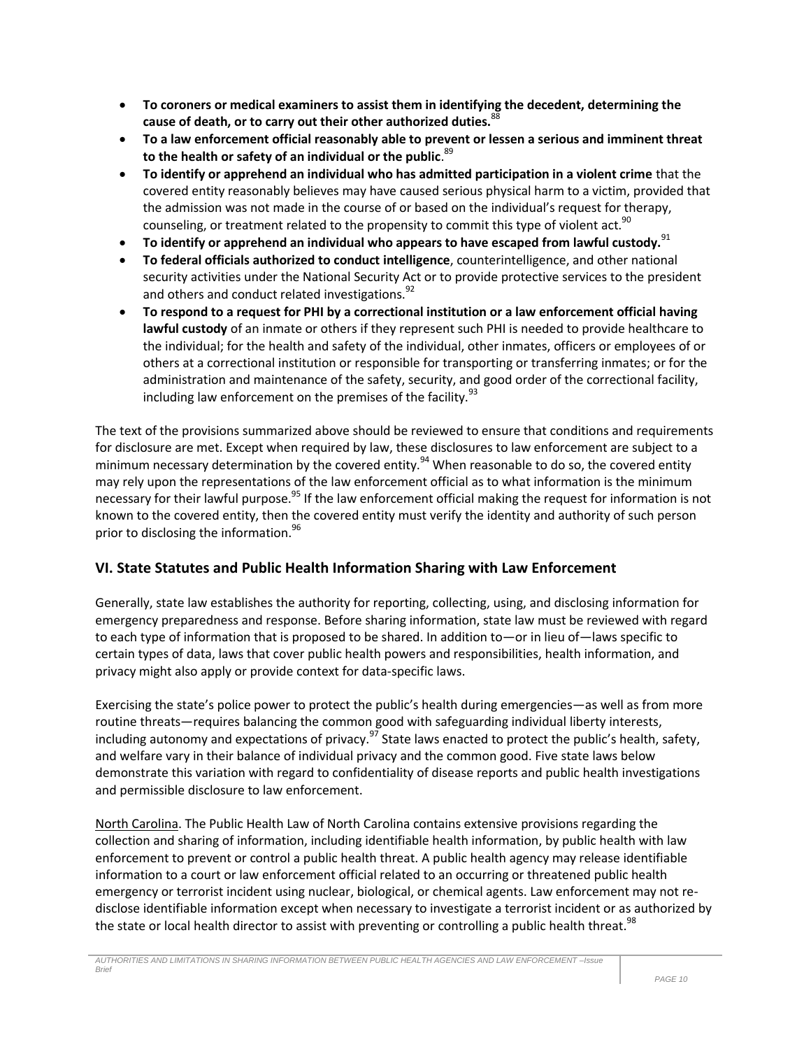- **To coroners or medical examiners to assist them in identifying the decedent, determining the cause of death, or to carry out their other authorized duties.**[88]
- **To a law enforcement official reasonably able to prevent or lessen a serious and imminent threat to the health or safety of an individual or the public**.[89]
- **To identify or apprehend an individual who has admitted participation in a violent crime** that the covered entity reasonably believes may have caused serious physical harm to a victim, provided that the admission was not made in the course of or based on the individual's request for therapy, counseling, or treatment related to the propensity to commit this type of violent act.[90]
- **To identify or apprehend an individual who appears to have escaped from lawful custody.**[91]
- **To federal officials authorized to conduct intelligence**, counterintelligence, and other national security activities under the National Security Act or to provide protective services to the president and others and conduct related investigations.[92]
- **To respond to a request for PHI by a correctional institution or a law enforcement official having lawful custody** of an inmate or others if they represent such PHI is needed to provide healthcare to the individual; for the health and safety of the individual, other inmates, officers or employees of or others at a correctional institution or responsible for transporting or transferring inmates; or for the administration and maintenance of the safety, security, and good order of the correctional facility, including law enforcement on the premises of the facility.[93]

The text of the provisions summarized above should be reviewed to ensure that conditions and requirements for disclosure are met. Except when required by law, these disclosures to law enforcement are subject to a minimum necessary determination by the covered entity.[94] When reasonable to do so, the covered entity may rely upon the representations of the law enforcement official as to what information is the minimum necessary for their lawful purpose.[95] If the law enforcement official making the request for information is not known to the covered entity, then the covered entity must verify the identity and authority of such person prior to disclosing the information.[96]

## VI. State Statutes and Public Health Information Sharing with Law Enforcement

Generally, state law establishes the authority for reporting, collecting, using, and disclosing information for emergency preparedness and response. Before sharing information, state law must be reviewed with regard to each type of information that is proposed to be shared. In addition to—or in lieu of—laws specific to certain types of data, laws that cover public health powers and responsibilities, health information, and privacy might also apply or provide context for data-specific laws.

Exercising the state's police power to protect the public's health during emergencies—as well as from more routine threats—requires balancing the common good with safeguarding individual liberty interests, including autonomy and expectations of privacy.[97] State laws enacted to protect the public's health, safety, and welfare vary in their balance of individual privacy and the common good. Five state laws below demonstrate this variation with regard to confidentiality of disease reports and public health investigations and permissible disclosure to law enforcement.

North Carolina. The Public Health Law of North Carolina contains extensive provisions regarding the collection and sharing of information, including identifiable health information, by public health with law enforcement to prevent or control a public health threat. A public health agency may release identifiable information to a court or law enforcement official related to an occurring or threatened public health emergency or terrorist incident using nuclear, biological, or chemical agents. Law enforcement may not re-disclose identifiable information except when necessary to investigate a terrorist incident or as authorized by the state or local health director to assist with preventing or controlling a public health threat.[98]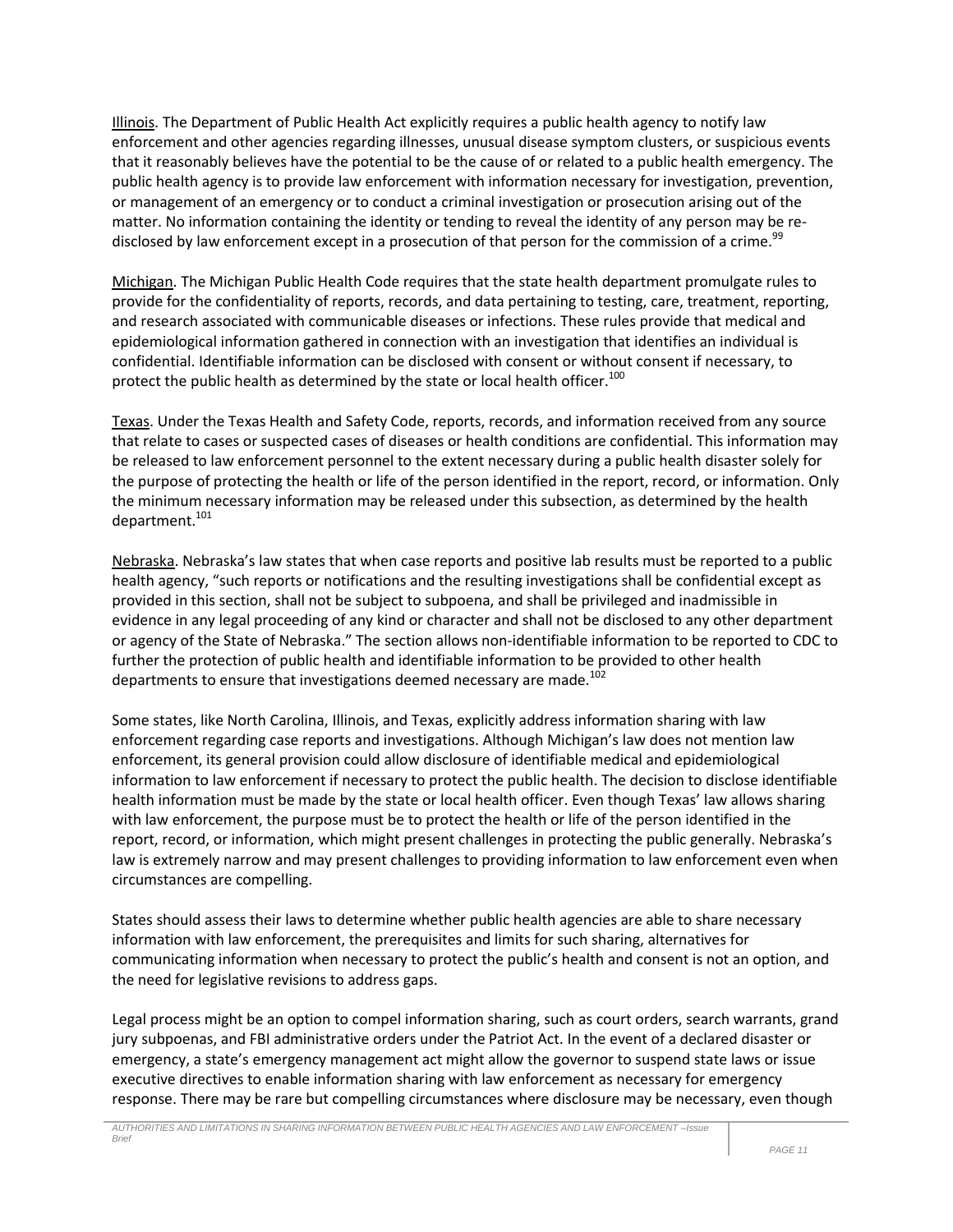Illinois. The Department of Public Health Act explicitly requires a public health agency to notify law enforcement and other agencies regarding illnesses, unusual disease symptom clusters, or suspicious events that it reasonably believes have the potential to be the cause of or related to a public health emergency. The public health agency is to provide law enforcement with information necessary for investigation, prevention, or management of an emergency or to conduct a criminal investigation or prosecution arising out of the matter. No information containing the identity or tending to reveal the identity of any person may be re-disclosed by law enforcement except in a prosecution of that person for the commission of a crime.[99]

Michigan. The Michigan Public Health Code requires that the state health department promulgate rules to provide for the confidentiality of reports, records, and data pertaining to testing, care, treatment, reporting, and research associated with communicable diseases or infections. These rules provide that medical and epidemiological information gathered in connection with an investigation that identifies an individual is confidential. Identifiable information can be disclosed with consent or without consent if necessary, to protect the public health as determined by the state or local health officer.[100]

Texas. Under the Texas Health and Safety Code, reports, records, and information received from any source that relate to cases or suspected cases of diseases or health conditions are confidential. This information may be released to law enforcement personnel to the extent necessary during a public health disaster solely for the purpose of protecting the health or life of the person identified in the report, record, or information. Only the minimum necessary information may be released under this subsection, as determined by the health department.[101]

Nebraska. Nebraska's law states that when case reports and positive lab results must be reported to a public health agency, "such reports or notifications and the resulting investigations shall be confidential except as provided in this section, shall not be subject to subpoena, and shall be privileged and inadmissible in evidence in any legal proceeding of any kind or character and shall not be disclosed to any other department or agency of the State of Nebraska." The section allows non-identifiable information to be reported to CDC to further the protection of public health and identifiable information to be provided to other health departments to ensure that investigations deemed necessary are made.[102]

Some states, like North Carolina, Illinois, and Texas, explicitly address information sharing with law enforcement regarding case reports and investigations. Although Michigan's law does not mention law enforcement, its general provision could allow disclosure of identifiable medical and epidemiological information to law enforcement if necessary to protect the public health. The decision to disclose identifiable health information must be made by the state or local health officer. Even though Texas' law allows sharing with law enforcement, the purpose must be to protect the health or life of the person identified in the report, record, or information, which might present challenges in protecting the public generally. Nebraska's law is extremely narrow and may present challenges to providing information to law enforcement even when circumstances are compelling.

States should assess their laws to determine whether public health agencies are able to share necessary information with law enforcement, the prerequisites and limits for such sharing, alternatives for communicating information when necessary to protect the public's health and consent is not an option, and the need for legislative revisions to address gaps.

Legal process might be an option to compel information sharing, such as court orders, search warrants, grand jury subpoenas, and FBI administrative orders under the Patriot Act. In the event of a declared disaster or emergency, a state's emergency management act might allow the governor to suspend state laws or issue executive directives to enable information sharing with law enforcement as necessary for emergency response. There may be rare but compelling circumstances where disclosure may be necessary, even though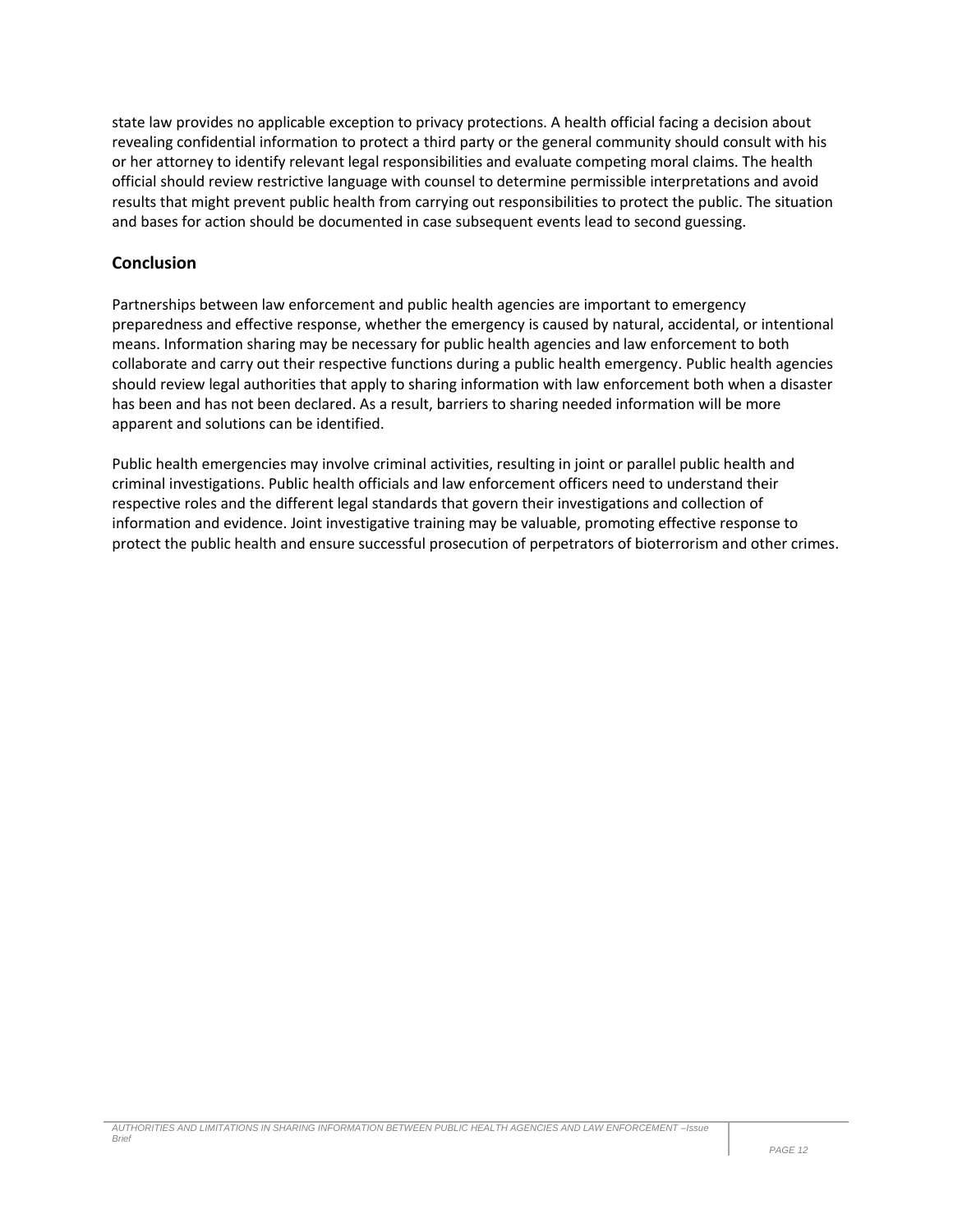state law provides no applicable exception to privacy protections. A health official facing a decision about revealing confidential information to protect a third party or the general community should consult with his or her attorney to identify relevant legal responsibilities and evaluate competing moral claims. The health official should review restrictive language with counsel to determine permissible interpretations and avoid results that might prevent public health from carrying out responsibilities to protect the public. The situation and bases for action should be documented in case subsequent events lead to second guessing.

## Conclusion

Partnerships between law enforcement and public health agencies are important to emergency preparedness and effective response, whether the emergency is caused by natural, accidental, or intentional means. Information sharing may be necessary for public health agencies and law enforcement to both collaborate and carry out their respective functions during a public health emergency. Public health agencies should review legal authorities that apply to sharing information with law enforcement both when a disaster has been and has not been declared. As a result, barriers to sharing needed information will be more apparent and solutions can be identified.

Public health emergencies may involve criminal activities, resulting in joint or parallel public health and criminal investigations. Public health officials and law enforcement officers need to understand their respective roles and the different legal standards that govern their investigations and collection of information and evidence. Joint investigative training may be valuable, promoting effective response to protect the public health and ensure successful prosecution of perpetrators of bioterrorism and other crimes.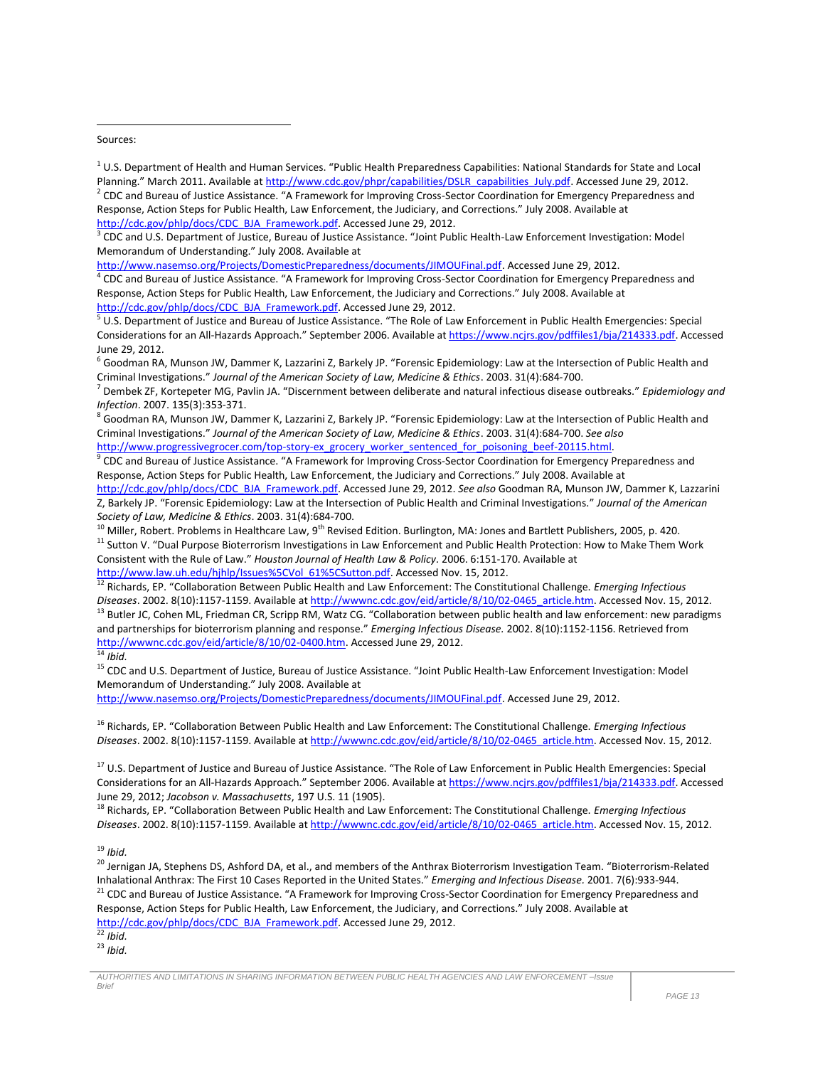Sources:

[1] U.S. Department of Health and Human Services. "Public Health Preparedness Capabilities: National Standards for State and Local Planning." March 2011. Available at http://www.cdc.gov/phpr/capabilities/DSLR_capabilities_July.pdf. Accessed June 29, 2012.

[2] CDC and Bureau of Justice Assistance. "A Framework for Improving Cross-Sector Coordination for Emergency Preparedness and Response, Action Steps for Public Health, Law Enforcement, the Judiciary, and Corrections." July 2008. Available at http://cdc.gov/phlp/docs/CDC_BJA_Framework.pdf. Accessed June 29, 2012.

[3] CDC and U.S. Department of Justice, Bureau of Justice Assistance. "Joint Public Health-Law Enforcement Investigation: Model Memorandum of Understanding." July 2008. Available at http://www.nasemso.org/Projects/DomesticPreparedness/documents/JIMOUFinal.pdf. Accessed June 29, 2012.

[4] CDC and Bureau of Justice Assistance. "A Framework for Improving Cross-Sector Coordination for Emergency Preparedness and Response, Action Steps for Public Health, Law Enforcement, the Judiciary and Corrections." July 2008. Available at http://cdc.gov/phlp/docs/CDC_BJA_Framework.pdf. Accessed June 29, 2012.

[5] U.S. Department of Justice and Bureau of Justice Assistance. "The Role of Law Enforcement in Public Health Emergencies: Special Considerations for an All-Hazards Approach." September 2006. Available at https://www.ncjrs.gov/pdffiles1/bja/214333.pdf. Accessed June 29, 2012.

[6] Goodman RA, Munson JW, Dammer K, Lazzarini Z, Barkely JP. "Forensic Epidemiology: Law at the Intersection of Public Health and Criminal Investigations." *Journal of the American Society of Law, Medicine & Ethics*. 2003. 31(4):684-700.

[7] Dembek ZF, Kortepeter MG, Pavlin JA. "Discernment between deliberate and natural infectious disease outbreaks." *Epidemiology and Infection*. 2007. 135(3):353-371.

[8] Goodman RA, Munson JW, Dammer K, Lazzarini Z, Barkely JP. "Forensic Epidemiology: Law at the Intersection of Public Health and Criminal Investigations." *Journal of the American Society of Law, Medicine & Ethics*. 2003. 31(4):684-700. *See also* http://www.progressivegrocer.com/top-story-ex_grocery_worker_sentenced_for_poisoning_beef-20115.html.

[9] CDC and Bureau of Justice Assistance. "A Framework for Improving Cross-Sector Coordination for Emergency Preparedness and Response, Action Steps for Public Health, Law Enforcement, the Judiciary and Corrections." July 2008. Available at http://cdc.gov/phlp/docs/CDC_BJA_Framework.pdf. Accessed June 29, 2012. *See also* Goodman RA, Munson JW, Dammer K, Lazzarini Z, Barkely JP. "Forensic Epidemiology: Law at the Intersection of Public Health and Criminal Investigations." *Journal of the American Society of Law, Medicine & Ethics*. 2003. 31(4):684-700.

[10] Miller, Robert. Problems in Healthcare Law, 9th Revised Edition. Burlington, MA: Jones and Bartlett Publishers, 2005, p. 420.

[11] Sutton V. "Dual Purpose Bioterrorism Investigations in Law Enforcement and Public Health Protection: How to Make Them Work Consistent with the Rule of Law." *Houston Journal of Health Law & Policy*. 2006. 6:151-170. Available at http://www.law.uh.edu/hjhlp/Issues%5CVol_61%5CSutton.pdf. Accessed Nov. 15, 2012.

[12] Richards, EP. "Collaboration Between Public Health and Law Enforcement: The Constitutional Challenge. *Emerging Infectious Diseases*. 2002. 8(10):1157-1159. Available at http://wwwnc.cdc.gov/eid/article/8/10/02-0465_article.htm. Accessed Nov. 15, 2012.

[13] Butler JC, Cohen ML, Friedman CR, Scripp RM, Watz CG. "Collaboration between public health and law enforcement: new paradigms and partnerships for bioterrorism planning and response." *Emerging Infectious Disease.* 2002. 8(10):1152-1156. Retrieved from http://wwwnc.cdc.gov/eid/article/8/10/02-0400.htm. Accessed June 29, 2012.

[14] *Ibid.*

[15] CDC and U.S. Department of Justice, Bureau of Justice Assistance. "Joint Public Health-Law Enforcement Investigation: Model Memorandum of Understanding." July 2008. Available at http://www.nasemso.org/Projects/DomesticPreparedness/documents/JIMOUFinal.pdf. Accessed June 29, 2012.

[16] Richards, EP. "Collaboration Between Public Health and Law Enforcement: The Constitutional Challenge. *Emerging Infectious Diseases*. 2002. 8(10):1157-1159. Available at http://wwwnc.cdc.gov/eid/article/8/10/02-0465_article.htm. Accessed Nov. 15, 2012.

[17] U.S. Department of Justice and Bureau of Justice Assistance. "The Role of Law Enforcement in Public Health Emergencies: Special Considerations for an All-Hazards Approach." September 2006. Available at https://www.ncjrs.gov/pdffiles1/bja/214333.pdf. Accessed June 29, 2012; *Jacobson v. Massachusetts*, 197 U.S. 11 (1905).

[18] Richards, EP. "Collaboration Between Public Health and Law Enforcement: The Constitutional Challenge. *Emerging Infectious Diseases*. 2002. 8(10):1157-1159. Available at http://wwwnc.cdc.gov/eid/article/8/10/02-0465_article.htm. Accessed Nov. 15, 2012.

[19] *Ibid.*

[20] Jernigan JA, Stephens DS, Ashford DA, et al., and members of the Anthrax Bioterrorism Investigation Team. "Bioterrorism-Related Inhalational Anthrax: The First 10 Cases Reported in the United States." *Emerging and Infectious Disease*. 2001. 7(6):933-944.

[21] CDC and Bureau of Justice Assistance. "A Framework for Improving Cross-Sector Coordination for Emergency Preparedness and Response, Action Steps for Public Health, Law Enforcement, the Judiciary, and Corrections." July 2008. Available at http://cdc.gov/phlp/docs/CDC_BJA_Framework.pdf. Accessed June 29, 2012.

[22] *Ibid.*

[23] *Ibid.*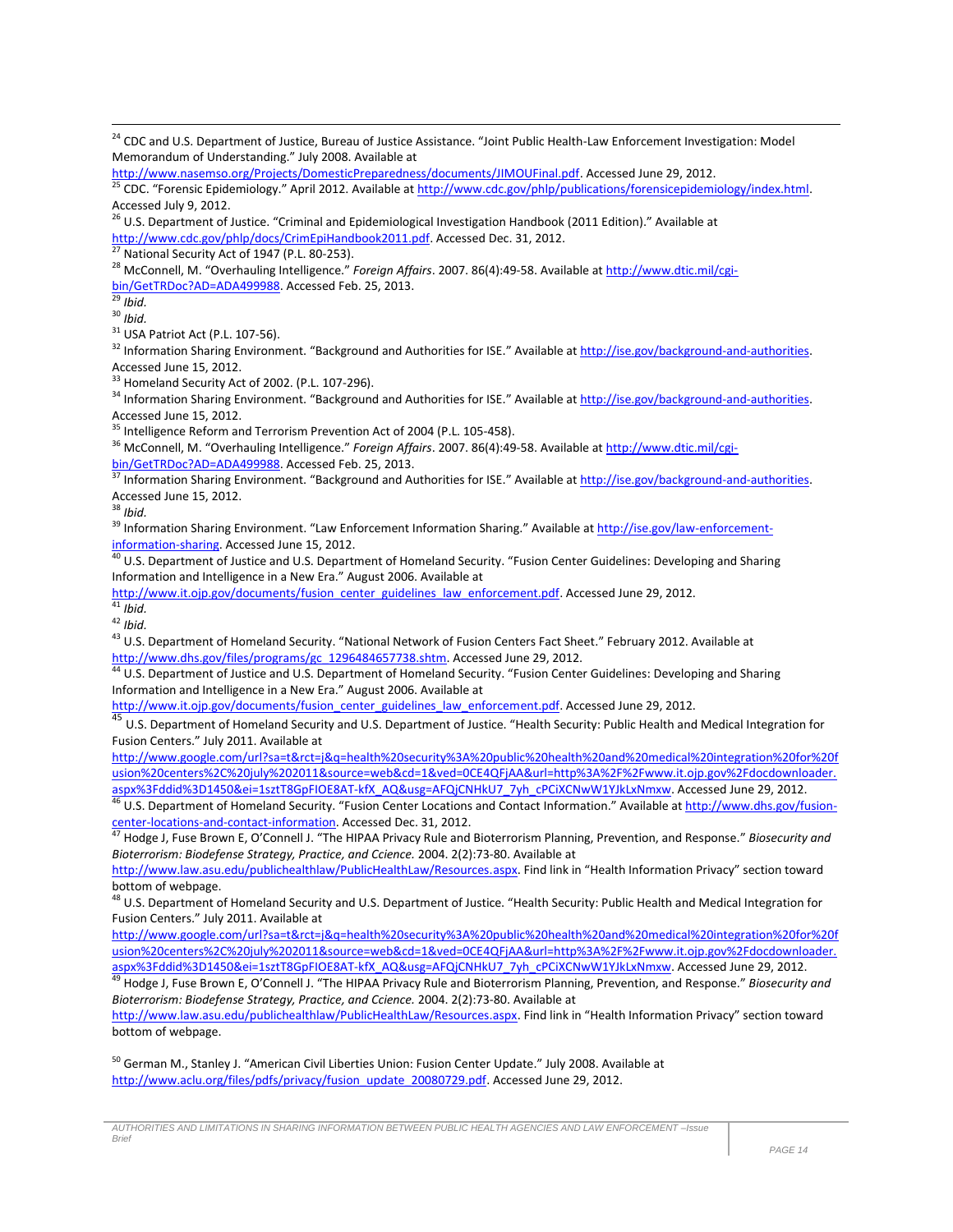[24] CDC and U.S. Department of Justice, Bureau of Justice Assistance. "Joint Public Health-Law Enforcement Investigation: Model Memorandum of Understanding." July 2008. Available at http://www.nasemso.org/Projects/DomesticPreparedness/documents/JIMOUFinal.pdf. Accessed June 29, 2012.

[25] CDC. "Forensic Epidemiology." April 2012. Available at http://www.cdc.gov/phlp/publications/forensicepidemiology/index.html. Accessed July 9, 2012.

[26] U.S. Department of Justice. "Criminal and Epidemiological Investigation Handbook (2011 Edition)." Available at http://www.cdc.gov/phlp/docs/CrimEpiHandbook2011.pdf. Accessed Dec. 31, 2012.

[27] National Security Act of 1947 (P.L. 80-253).

[28] McConnell, M. "Overhauling Intelligence." *Foreign Affairs*. 2007. 86(4):49-58. Available at http://www.dtic.mil/cgi-bin/GetTRDoc?AD=ADA499988. Accessed Feb. 25, 2013.

[29] *Ibid.*

[30] *Ibid.*

[31] USA Patriot Act (P.L. 107-56).

[32] Information Sharing Environment. "Background and Authorities for ISE." Available at http://ise.gov/background-and-authorities. Accessed June 15, 2012.

[33] Homeland Security Act of 2002. (P.L. 107-296).

[34] Information Sharing Environment. "Background and Authorities for ISE." Available at http://ise.gov/background-and-authorities. Accessed June 15, 2012.

[35] Intelligence Reform and Terrorism Prevention Act of 2004 (P.L. 105-458).

[36] McConnell, M. "Overhauling Intelligence." *Foreign Affairs*. 2007. 86(4):49-58. Available at http://www.dtic.mil/cgi-bin/GetTRDoc?AD=ADA499988. Accessed Feb. 25, 2013.

[37] Information Sharing Environment. "Background and Authorities for ISE." Available at http://ise.gov/background-and-authorities. Accessed June 15, 2012.

[38] *Ibid.*

[39] Information Sharing Environment. "Law Enforcement Information Sharing." Available at http://ise.gov/law-enforcement-information-sharing. Accessed June 15, 2012.

[40] U.S. Department of Justice and U.S. Department of Homeland Security. "Fusion Center Guidelines: Developing and Sharing Information and Intelligence in a New Era." August 2006. Available at http://www.it.ojp.gov/documents/fusion_center_guidelines_law_enforcement.pdf. Accessed June 29, 2012.

[41] *Ibid.*

[42] *Ibid.*

[43] U.S. Department of Homeland Security. "National Network of Fusion Centers Fact Sheet." February 2012. Available at http://www.dhs.gov/files/programs/gc_1296484657738.shtm. Accessed June 29, 2012.

[44] U.S. Department of Justice and U.S. Department of Homeland Security. "Fusion Center Guidelines: Developing and Sharing Information and Intelligence in a New Era." August 2006. Available at http://www.it.ojp.gov/documents/fusion_center_guidelines_law_enforcement.pdf. Accessed June 29, 2012.

[45] U.S. Department of Homeland Security and U.S. Department of Justice. "Health Security: Public Health and Medical Integration for Fusion Centers." July 2011. Available at http://www.google.com/url?sa=t&rct=j&q=health%20security%3A%20public%20health%20and%20medical%20integration%20for%20fusion%20centers%2C%20july%202011&source=web&cd=1&ved=0CE4QFjAA&url=http%3A%2F%2Fwww.it.ojp.gov%2Fdocdownloader.aspx%3Fddid%3D1450&ei=1sztT8GpFIOE8AT-kfX_AQ&usg=AFQjCNHkU7_7yh_cPCiXCNwW1YJkLxNmxw. Accessed June 29, 2012.

[46] U.S. Department of Homeland Security. "Fusion Center Locations and Contact Information." Available at http://www.dhs.gov/fusion-center-locations-and-contact-information. Accessed Dec. 31, 2012.

[47] Hodge J, Fuse Brown E, O'Connell J. "The HIPAA Privacy Rule and Bioterrorism Planning, Prevention, and Response." *Biosecurity and Bioterrorism: Biodefense Strategy, Practice, and Ccience.* 2004. 2(2):73-80. Available at http://www.law.asu.edu/publichealthlaw/PublicHealthLaw/Resources.aspx. Find link in "Health Information Privacy" section toward bottom of webpage.

[48] U.S. Department of Homeland Security and U.S. Department of Justice. "Health Security: Public Health and Medical Integration for Fusion Centers." July 2011. Available at http://www.google.com/url?sa=t&rct=j&q=health%20security%3A%20public%20health%20and%20medical%20integration%20for%20fusion%20centers%2C%20july%202011&source=web&cd=1&ved=0CE4QFjAA&url=http%3A%2F%2Fwww.it.ojp.gov%2Fdocdownloader.aspx%3Fddid%3D1450&ei=1sztT8GpFIOE8AT-kfX_AQ&usg=AFQjCNHkU7_7yh_cPCiXCNwW1YJkLxNmxw. Accessed June 29, 2012.

[49] Hodge J, Fuse Brown E, O'Connell J. "The HIPAA Privacy Rule and Bioterrorism Planning, Prevention, and Response." *Biosecurity and Bioterrorism: Biodefense Strategy, Practice, and Ccience.* 2004. 2(2):73-80. Available at http://www.law.asu.edu/publichealthlaw/PublicHealthLaw/Resources.aspx. Find link in "Health Information Privacy" section toward bottom of webpage.

[50] German M., Stanley J. "American Civil Liberties Union: Fusion Center Update." July 2008. Available at http://www.aclu.org/files/pdfs/privacy/fusion_update_20080729.pdf. Accessed June 29, 2012.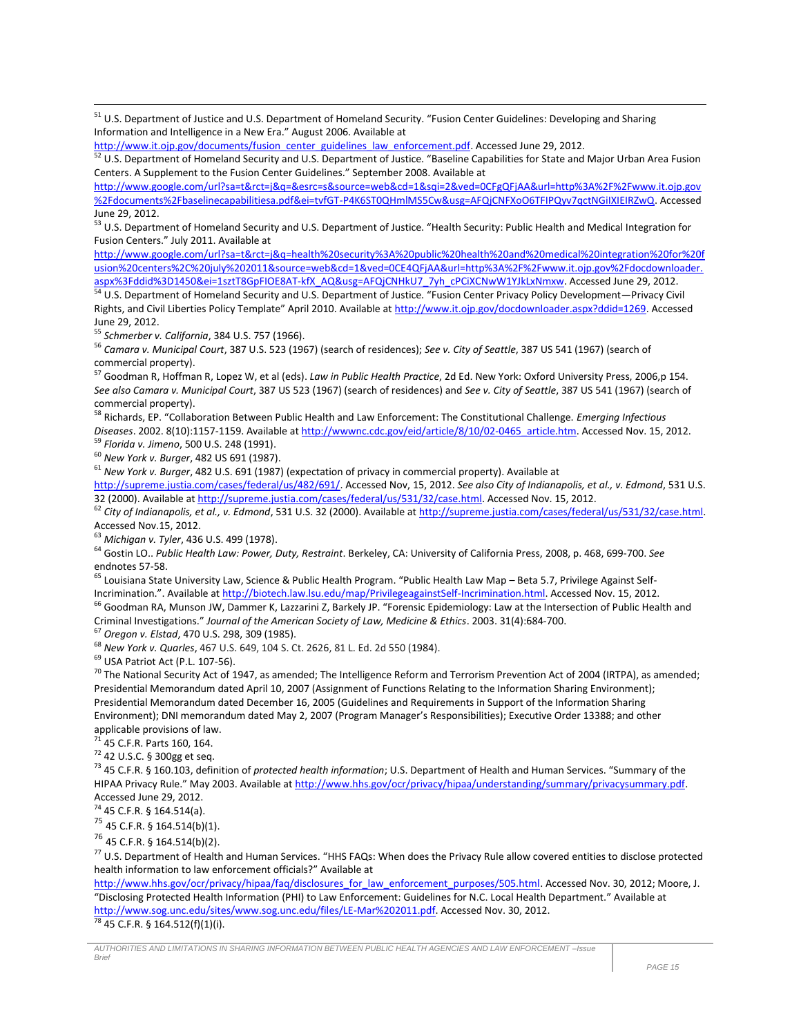[51] U.S. Department of Justice and U.S. Department of Homeland Security. "Fusion Center Guidelines: Developing and Sharing Information and Intelligence in a New Era." August 2006. Available at http://www.it.ojp.gov/documents/fusion_center_guidelines_law_enforcement.pdf. Accessed June 29, 2012.

[52] U.S. Department of Homeland Security and U.S. Department of Justice. "Baseline Capabilities for State and Major Urban Area Fusion Centers. A Supplement to the Fusion Center Guidelines." September 2008. Available at http://www.google.com/url?sa=t&rct=j&q=&esrc=s&source=web&cd=1&sqi=2&ved=0CFgQFjAA&url=http%3A%2F%2Fwww.it.ojp.gov%2Fdocuments%2Fbaselinecapabilitiesa.pdf&ei=tvfGT-P4K6ST0QHmlMS5Cw&usg=AFQjCNFXoO6TFIPQyv7qctNGiIXIEIRZwQ. Accessed June 29, 2012.

[53] U.S. Department of Homeland Security and U.S. Department of Justice. "Health Security: Public Health and Medical Integration for Fusion Centers." July 2011. Available at http://www.google.com/url?sa=t&rct=j&q=health%20security%3A%20public%20health%20and%20medical%20integration%20for%20fusion%20centers%2C%20july%202011&source=web&cd=1&ved=0CE4QFjAA&url=http%3A%2F%2Fwww.it.ojp.gov%2Fdocdownloader.aspx%3Fddid%3D1450&ei=1sztT8GpFIOE8AT-kfX_AQ&usg=AFQjCNHkU7_7yh_cPCiXCNwW1YJkLxNmxw. Accessed June 29, 2012.

[54] U.S. Department of Homeland Security and U.S. Department of Justice. "Fusion Center Privacy Policy Development—Privacy Civil Rights, and Civil Liberties Policy Template" April 2010. Available at http://www.it.ojp.gov/docdownloader.aspx?ddid=1269. Accessed June 29, 2012.

[55] *Schmerber v. California*, 384 U.S. 757 (1966).

[56] *Camara v. Municipal Court*, 387 U.S. 523 (1967) (search of residences); *See v. City of Seattle*, 387 US 541 (1967) (search of commercial property).

[57] Goodman R, Hoffman R, Lopez W, et al (eds). *Law in Public Health Practice*, 2d Ed. New York: Oxford University Press, 2006,p 154. *See also Camara v. Municipal Court*, 387 US 523 (1967) (search of residences) and *See v. City of Seattle*, 387 US 541 (1967) (search of commercial property).

[58] Richards, EP. "Collaboration Between Public Health and Law Enforcement: The Constitutional Challenge. *Emerging Infectious Diseases*. 2002. 8(10):1157-1159. Available at http://wwwnc.cdc.gov/eid/article/8/10/02-0465_article.htm. Accessed Nov. 15, 2012.

[59] *Florida v. Jimeno*, 500 U.S. 248 (1991).

[60] *New York v. Burger*, 482 US 691 (1987).

[61] *New York v. Burger*, 482 U.S. 691 (1987) (expectation of privacy in commercial property). Available at http://supreme.justia.com/cases/federal/us/482/691/. Accessed Nov, 15, 2012. *See also City of Indianapolis, et al., v. Edmond*, 531 U.S. 32 (2000). Available at http://supreme.justia.com/cases/federal/us/531/32/case.html. Accessed Nov. 15, 2012.

[62] *City of Indianapolis, et al., v. Edmond*, 531 U.S. 32 (2000). Available at http://supreme.justia.com/cases/federal/us/531/32/case.html. Accessed Nov.15, 2012.

[63] *Michigan v. Tyler*, 436 U.S. 499 (1978).

[64] Gostin LO.. *Public Health Law: Power, Duty, Restraint*. Berkeley, CA: University of California Press, 2008, p. 468, 699-700. *See* endnotes 57-58.

[65] Louisiana State University Law, Science & Public Health Program. "Public Health Law Map – Beta 5.7, Privilege Against Self-Incrimination.". Available at http://biotech.law.lsu.edu/map/PrivilegeagainstSelf-Incrimination.html. Accessed Nov. 15, 2012.

[66] Goodman RA, Munson JW, Dammer K, Lazzarini Z, Barkely JP. "Forensic Epidemiology: Law at the Intersection of Public Health and Criminal Investigations." *Journal of the American Society of Law, Medicine & Ethics*. 2003. 31(4):684-700.

[67] *Oregon v. Elstad*, 470 U.S. 298, 309 (1985).

[68] *New York v. Quarles*, 467 U.S. 649, 104 S. Ct. 2626, 81 L. Ed. 2d 550 (1984).

[69] USA Patriot Act (P.L. 107-56).

[70] The National Security Act of 1947, as amended; The Intelligence Reform and Terrorism Prevention Act of 2004 (IRTPA), as amended; Presidential Memorandum dated April 10, 2007 (Assignment of Functions Relating to the Information Sharing Environment); Presidential Memorandum dated December 16, 2005 (Guidelines and Requirements in Support of the Information Sharing Environment); DNI memorandum dated May 2, 2007 (Program Manager's Responsibilities); Executive Order 13388; and other applicable provisions of law.

[71] 45 C.F.R. Parts 160, 164.

[72] 42 U.S.C. § 300gg et seq.

[73] 45 C.F.R. § 160.103, definition of *protected health information*; U.S. Department of Health and Human Services. "Summary of the HIPAA Privacy Rule." May 2003. Available at http://www.hhs.gov/ocr/privacy/hipaa/understanding/summary/privacysummary.pdf. Accessed June 29, 2012.

[74] 45 C.F.R. § 164.514(a).

[75] 45 C.F.R. § 164.514(b)(1).

[76] 45 C.F.R. § 164.514(b)(2).

[77] U.S. Department of Health and Human Services. "HHS FAQs: When does the Privacy Rule allow covered entities to disclose protected health information to law enforcement officials?" Available at http://www.hhs.gov/ocr/privacy/hipaa/faq/disclosures_for_law_enforcement_purposes/505.html. Accessed Nov. 30, 2012; Moore, J. "Disclosing Protected Health Information (PHI) to Law Enforcement: Guidelines for N.C. Local Health Department." Available at http://www.sog.unc.edu/sites/www.sog.unc.edu/files/LE-Mar%202011.pdf. Accessed Nov. 30, 2012.

[78] 45 C.F.R. § 164.512(f)(1)(i).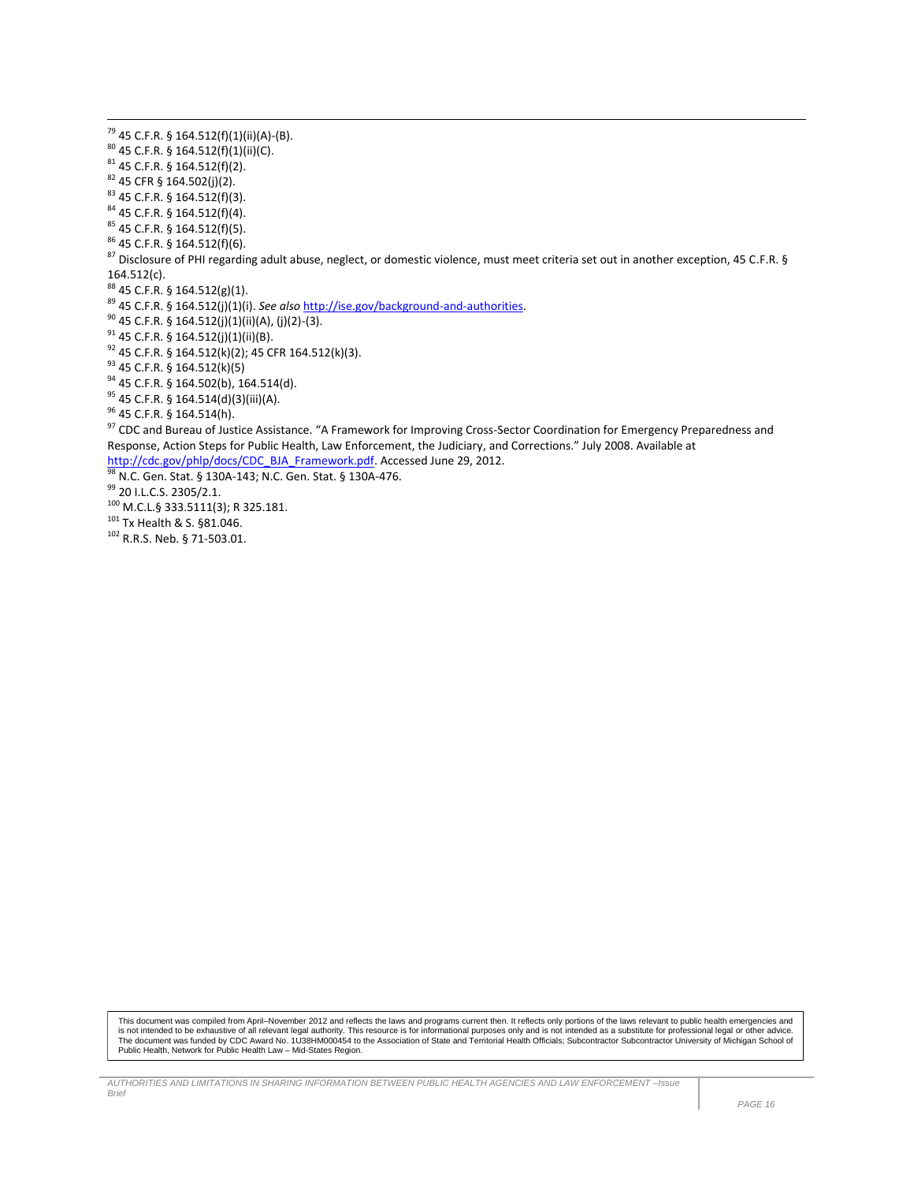[79] 45 C.F.R. § 164.512(f)(1)(ii)(A)-(B).

[80] 45 C.F.R. § 164.512(f)(1)(ii)(C).

[81] 45 C.F.R. § 164.512(f)(2).

[82] 45 CFR § 164.502(j)(2).

[83] 45 C.F.R. § 164.512(f)(3).

[84] 45 C.F.R. § 164.512(f)(4).

[85] 45 C.F.R. § 164.512(f)(5).

[86] 45 C.F.R. § 164.512(f)(6).

[87] Disclosure of PHI regarding adult abuse, neglect, or domestic violence, must meet criteria set out in another exception, 45 C.F.R. § 164.512(c).

[88] 45 C.F.R. § 164.512(g)(1).

[89] 45 C.F.R. § 164.512(j)(1)(i). *See also* http://ise.gov/background-and-authorities.

[90] 45 C.F.R. § 164.512(j)(1)(ii)(A), (j)(2)-(3).

[91] 45 C.F.R. § 164.512(j)(1)(ii)(B).

[92] 45 C.F.R. § 164.512(k)(2); 45 CFR 164.512(k)(3).

[93] 45 C.F.R. § 164.512(k)(5)

[94] 45 C.F.R. § 164.502(b), 164.514(d).

[95] 45 C.F.R. § 164.514(d)(3)(iii)(A).

[96] 45 C.F.R. § 164.514(h).

[97] CDC and Bureau of Justice Assistance. "A Framework for Improving Cross-Sector Coordination for Emergency Preparedness and Response, Action Steps for Public Health, Law Enforcement, the Judiciary, and Corrections." July 2008. Available at http://cdc.gov/phlp/docs/CDC_BJA_Framework.pdf. Accessed June 29, 2012.

[98] N.C. Gen. Stat. § 130A-143; N.C. Gen. Stat. § 130A-476.

[99] 20 I.L.C.S. 2305/2.1.

[100] M.C.L.§ 333.5111(3); R 325.181.

[101] Tx Health & S. §81.046.

[102] R.R.S. Neb. § 71-503.01.

This document was compiled from April–November 2012 and reflects the laws and programs current then. It reflects only portions of the laws relevant to public health emergencies and is not intended to be exhaustive of all relevant legal authority. This resource is for informational purposes only and is not intended as a substitute for professional legal or other advice. The document was funded by CDC Award No. 1U38HM000454 to the Association of State and Territorial Health Officials; Subcontractor Subcontractor University of Michigan School of Public Health, Network for Public Health Law – Mid-States Region.